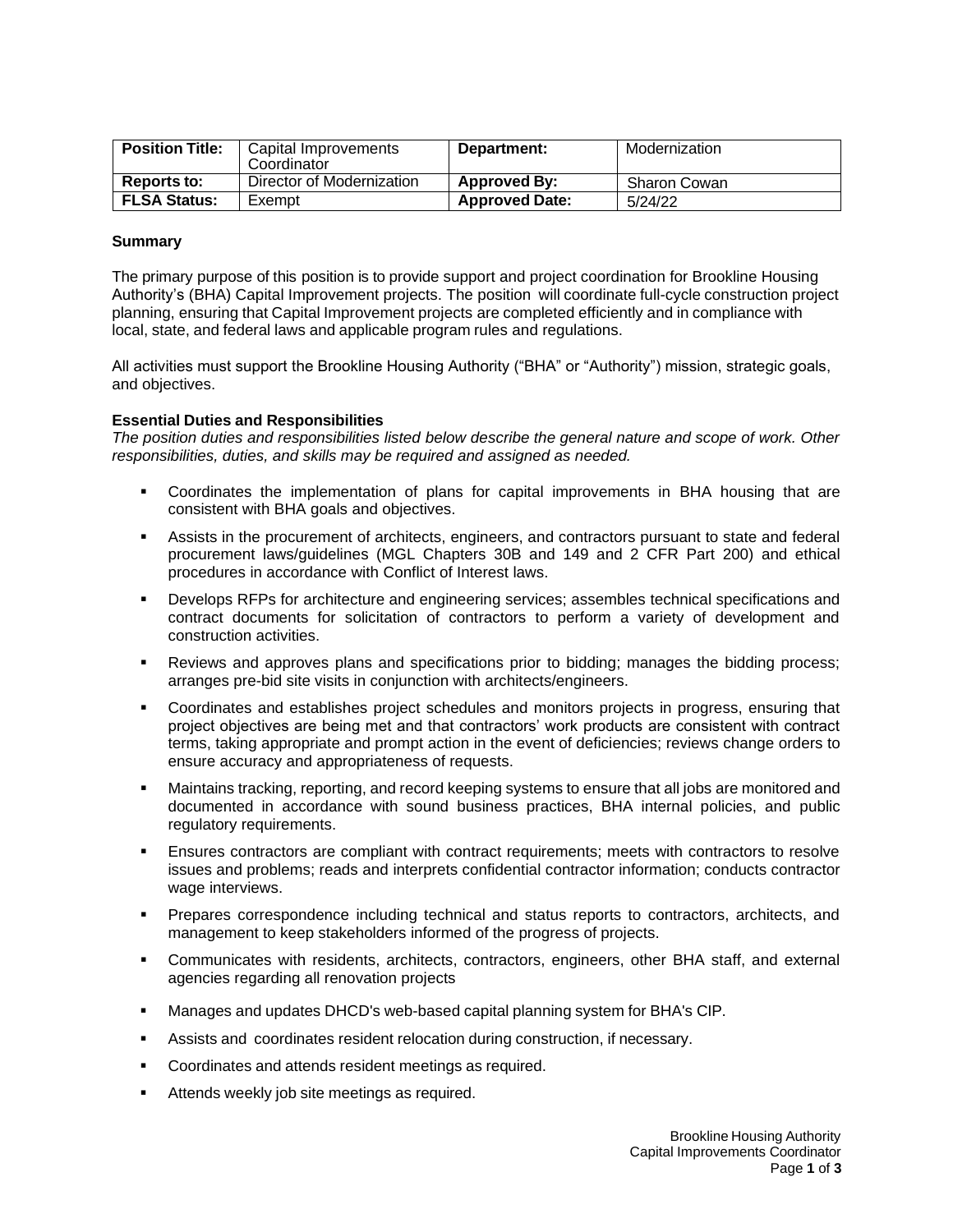| **Position Title:** | Capital Improvements Coordinator | **Department:** | Modernization |
| --- | --- | --- | --- |
| **Reports to:** | Director of Modernization | **Approved By:** | Sharon Cowan |
| **FLSA Status:** | Exempt | **Approved Date:** | 5/24/22 |

**Summary**

The primary purpose of this position is to provide support and project coordination for Brookline Housing Authority's (BHA) Capital Improvement projects. The position will coordinate full-cycle construction project planning, ensuring that Capital Improvement projects are completed efficiently and in compliance with local, state, and federal laws and applicable program rules and regulations.

All activities must support the Brookline Housing Authority ("BHA" or "Authority") mission, strategic goals, and objectives.

**Essential Duties and Responsibilities**

*The position duties and responsibilities listed below describe the general nature and scope of work. Other responsibilities, duties, and skills may be required and assigned as needed.*

- Coordinates the implementation of plans for capital improvements in BHA housing that are consistent with BHA goals and objectives.
- Assists in the procurement of architects, engineers, and contractors pursuant to state and federal procurement laws/guidelines (MGL Chapters 30B and 149 and 2 CFR Part 200) and ethical procedures in accordance with Conflict of Interest laws.
- Develops RFPs for architecture and engineering services; assembles technical specifications and contract documents for solicitation of contractors to perform a variety of development and construction activities.
- Reviews and approves plans and specifications prior to bidding; manages the bidding process; arranges pre-bid site visits in conjunction with architects/engineers.
- Coordinates and establishes project schedules and monitors projects in progress, ensuring that project objectives are being met and that contractors' work products are consistent with contract terms, taking appropriate and prompt action in the event of deficiencies; reviews change orders to ensure accuracy and appropriateness of requests.
- Maintains tracking, reporting, and record keeping systems to ensure that all jobs are monitored and documented in accordance with sound business practices, BHA internal policies, and public regulatory requirements.
- Ensures contractors are compliant with contract requirements; meets with contractors to resolve issues and problems; reads and interprets confidential contractor information; conducts contractor wage interviews.
- Prepares correspondence including technical and status reports to contractors, architects, and management to keep stakeholders informed of the progress of projects.
- Communicates with residents, architects, contractors, engineers, other BHA staff, and external agencies regarding all renovation projects
- Manages and updates DHCD's web-based capital planning system for BHA's CIP.
- Assists and coordinates resident relocation during construction, if necessary.
- Coordinates and attends resident meetings as required.
- Attends weekly job site meetings as required.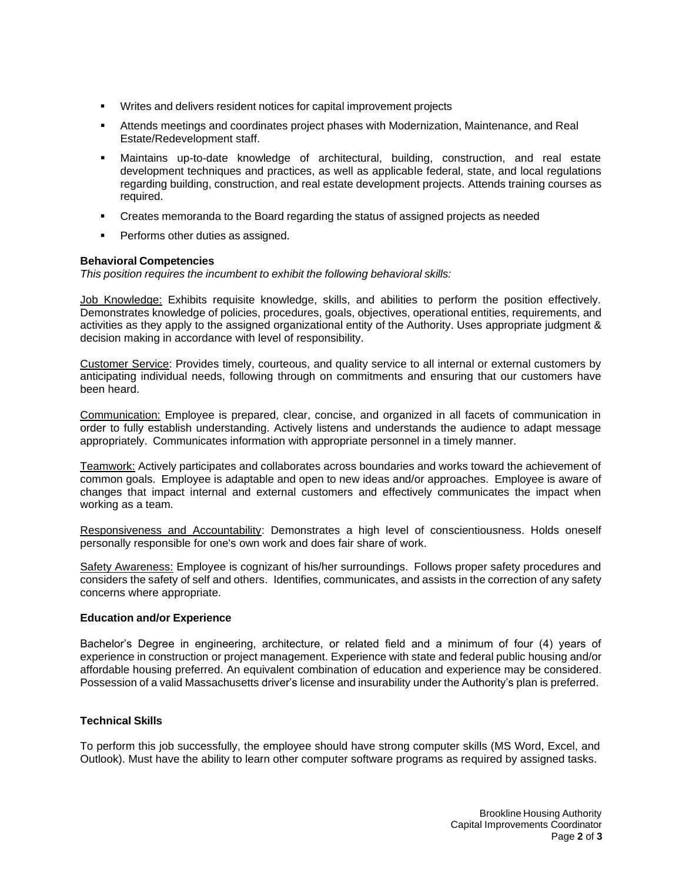- Writes and delivers resident notices for capital improvement projects
- Attends meetings and coordinates project phases with Modernization, Maintenance, and Real Estate/Redevelopment staff.
- Maintains up-to-date knowledge of architectural, building, construction, and real estate development techniques and practices, as well as applicable federal, state, and local regulations regarding building, construction, and real estate development projects. Attends training courses as required.
- Creates memoranda to the Board regarding the status of assigned projects as needed
- Performs other duties as assigned.

**Behavioral Competencies**

*This position requires the incumbent to exhibit the following behavioral skills:*

Job Knowledge: Exhibits requisite knowledge, skills, and abilities to perform the position effectively. Demonstrates knowledge of policies, procedures, goals, objectives, operational entities, requirements, and activities as they apply to the assigned organizational entity of the Authority. Uses appropriate judgment & decision making in accordance with level of responsibility.

Customer Service: Provides timely, courteous, and quality service to all internal or external customers by anticipating individual needs, following through on commitments and ensuring that our customers have been heard.

Communication: Employee is prepared, clear, concise, and organized in all facets of communication in order to fully establish understanding. Actively listens and understands the audience to adapt message appropriately. Communicates information with appropriate personnel in a timely manner.

Teamwork: Actively participates and collaborates across boundaries and works toward the achievement of common goals. Employee is adaptable and open to new ideas and/or approaches. Employee is aware of changes that impact internal and external customers and effectively communicates the impact when working as a team.

Responsiveness and Accountability: Demonstrates a high level of conscientiousness. Holds oneself personally responsible for one's own work and does fair share of work.

Safety Awareness: Employee is cognizant of his/her surroundings. Follows proper safety procedures and considers the safety of self and others. Identifies, communicates, and assists in the correction of any safety concerns where appropriate.

**Education and/or Experience**

Bachelor's Degree in engineering, architecture, or related field and a minimum of four (4) years of experience in construction or project management. Experience with state and federal public housing and/or affordable housing preferred. An equivalent combination of education and experience may be considered. Possession of a valid Massachusetts driver's license and insurability under the Authority's plan is preferred.

**Technical Skills**

To perform this job successfully, the employee should have strong computer skills (MS Word, Excel, and Outlook). Must have the ability to learn other computer software programs as required by assigned tasks.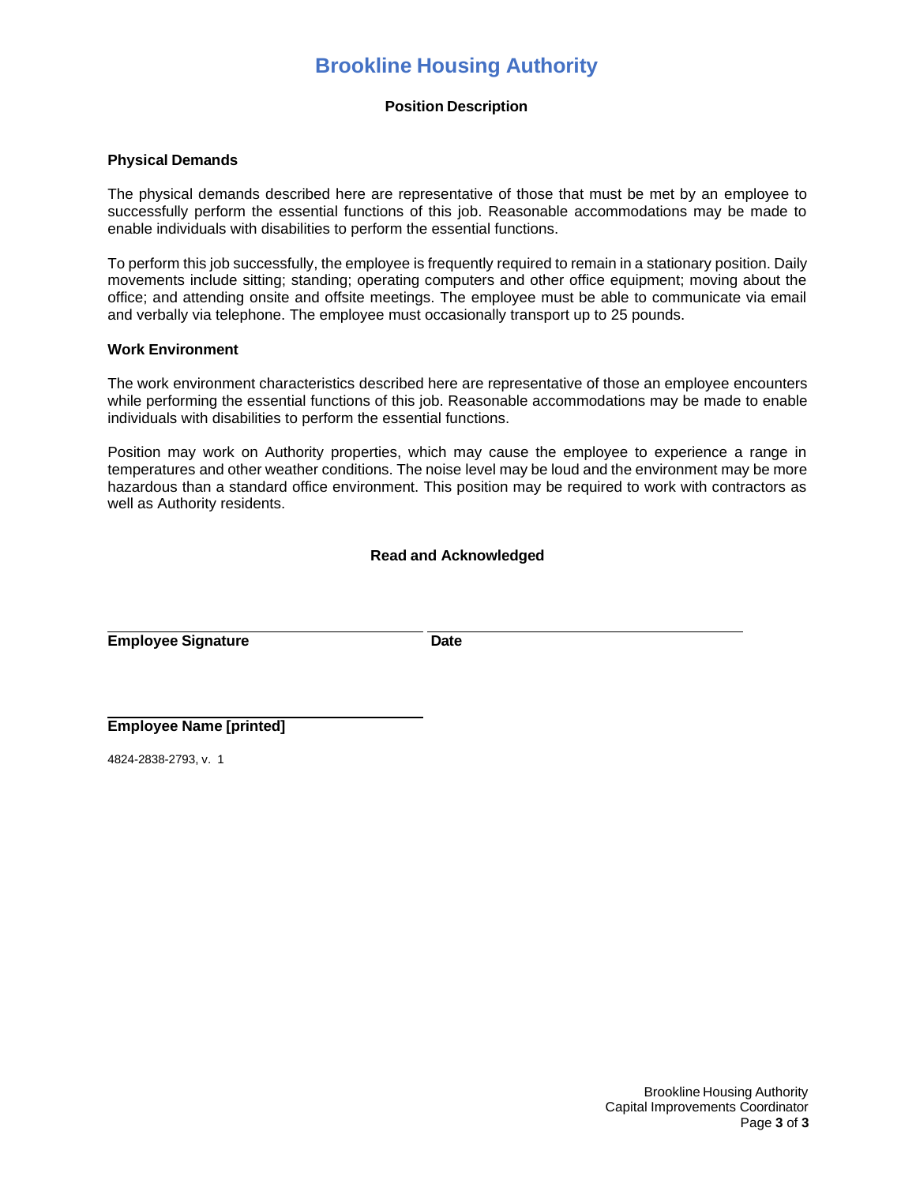# Brookline Housing Authority

**Position Description**

**Physical Demands**

The physical demands described here are representative of those that must be met by an employee to successfully perform the essential functions of this job. Reasonable accommodations may be made to enable individuals with disabilities to perform the essential functions.

To perform this job successfully, the employee is frequently required to remain in a stationary position. Daily movements include sitting; standing; operating computers and other office equipment; moving about the office; and attending onsite and offsite meetings. The employee must be able to communicate via email and verbally via telephone. The employee must occasionally transport up to 25 pounds.

**Work Environment**

The work environment characteristics described here are representative of those an employee encounters while performing the essential functions of this job. Reasonable accommodations may be made to enable individuals with disabilities to perform the essential functions.

Position may work on Authority properties, which may cause the employee to experience a range in temperatures and other weather conditions. The noise level may be loud and the environment may be more hazardous than a standard office environment. This position may be required to work with contractors as well as Authority residents.

**Read and Acknowledged**

\_\_\_\_\_\_\_\_\_\_\_\_\_\_\_\_\_\_\_\_\_\_\_\_\_\_\_\_\_\_\_\_ \_\_\_\_\_\_\_\_\_\_\_\_\_\_\_\_\_\_\_\_\_\_\_\_\_\_\_\_\_\_\_\_

**Employee Signature** **Date**

\_\_\_\_\_\_\_\_\_\_\_\_\_\_\_\_\_\_\_\_\_\_\_\_\_\_\_\_\_\_\_\_

**Employee Name [printed]**

4824-2838-2793, v. 1